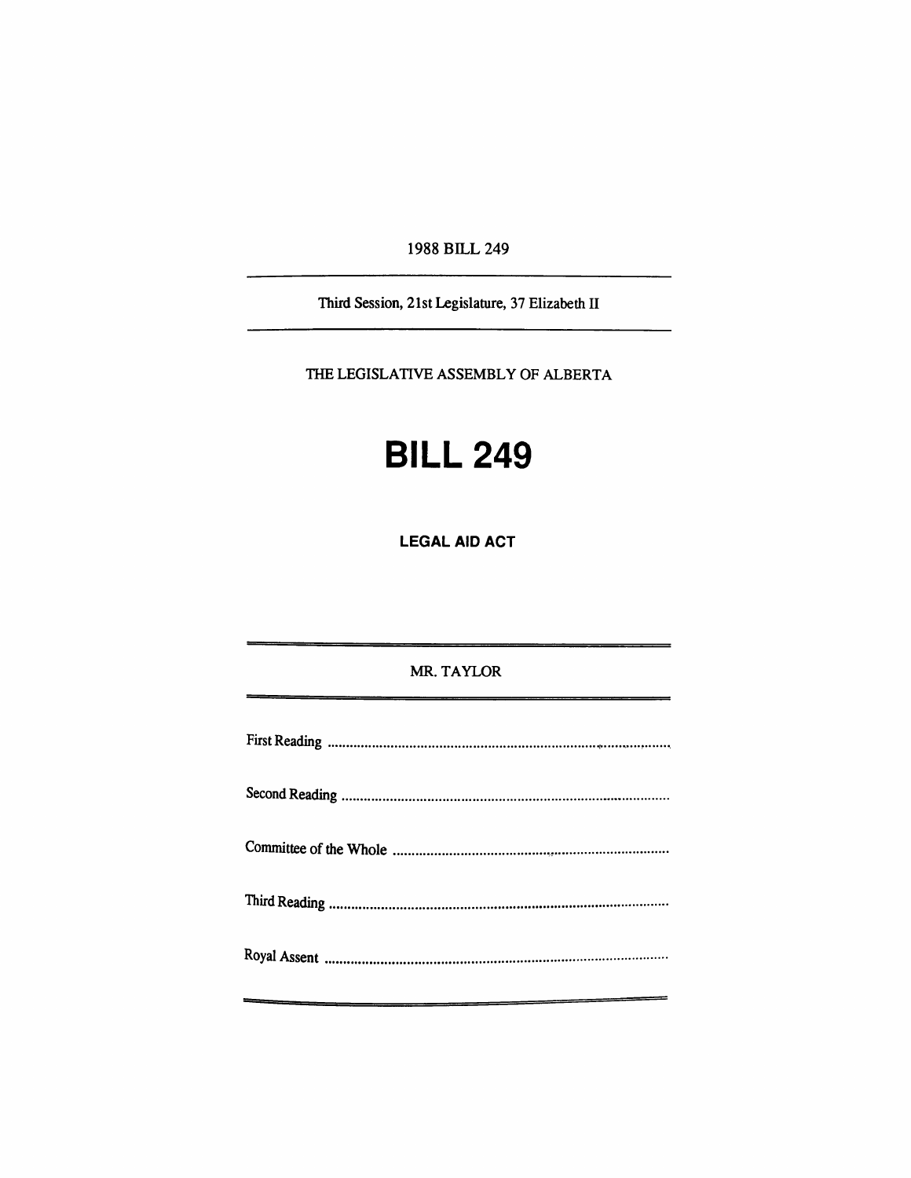1988 BILL 249

Third Session, 21st Legislature, 37 Elizabeth II

THE LEGISLATIVE ASSEMBLY OF ALBERTA

# BILL 249

## LEGAL AID ACT

MR. TAYLOR

First Reading ..........................................................................................

Second Reading ......................................................................................

Committee of the Whole ........................................................................

Third Reading .........................................................................................

Royal Assent ..........................................................................................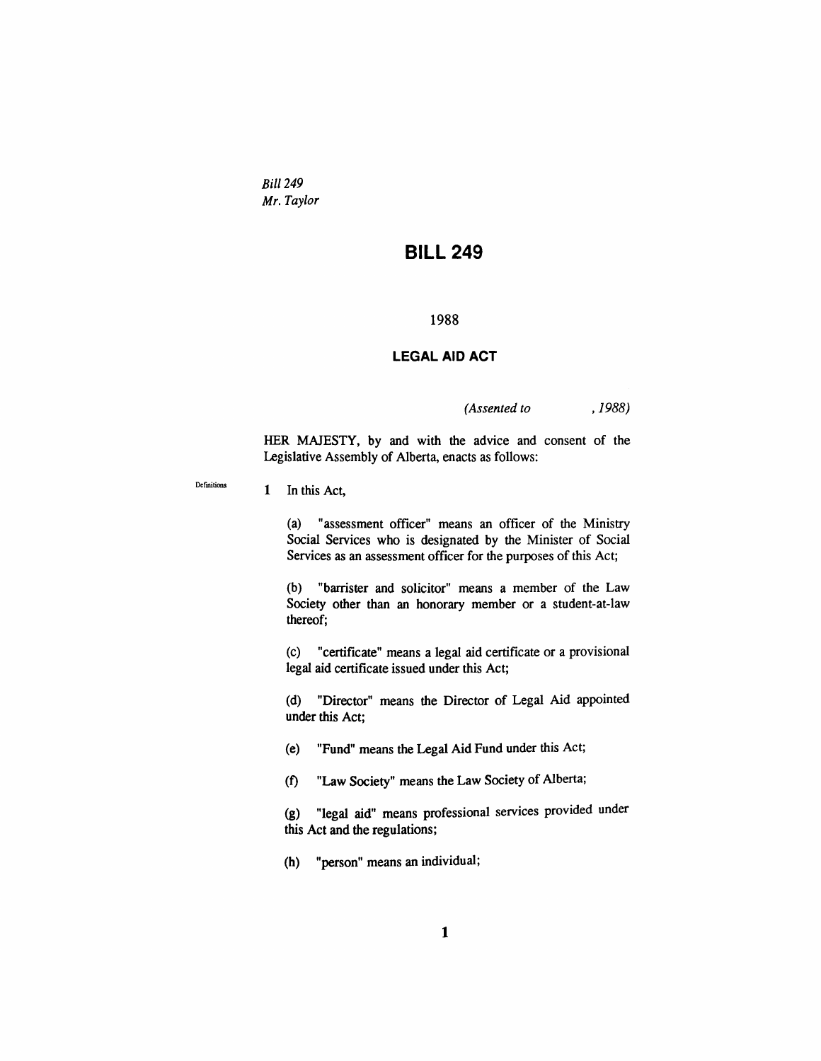*Bill 249*
*Mr. Taylor*

# BILL 249

1988

## LEGAL AID ACT

*(Assented to , 1988)*

HER MAJESTY, by and with the advice and consent of the Legislative Assembly of Alberta, enacts as follows:

Definitions

**1** In this Act,

(a) "assessment officer" means an officer of the Ministry Social Services who is designated by the Minister of Social Services as an assessment officer for the purposes of this Act;

(b) "barrister and solicitor" means a member of the Law Society other than an honorary member or a student-at-law thereof;

(c) "certificate" means a legal aid certificate or a provisional legal aid certificate issued under this Act;

(d) "Director" means the Director of Legal Aid appointed under this Act;

(e) "Fund" means the Legal Aid Fund under this Act;

(f) "Law Society" means the Law Society of Alberta;

(g) "legal aid" means professional services provided under this Act and the regulations;

(h) "person" means an individual;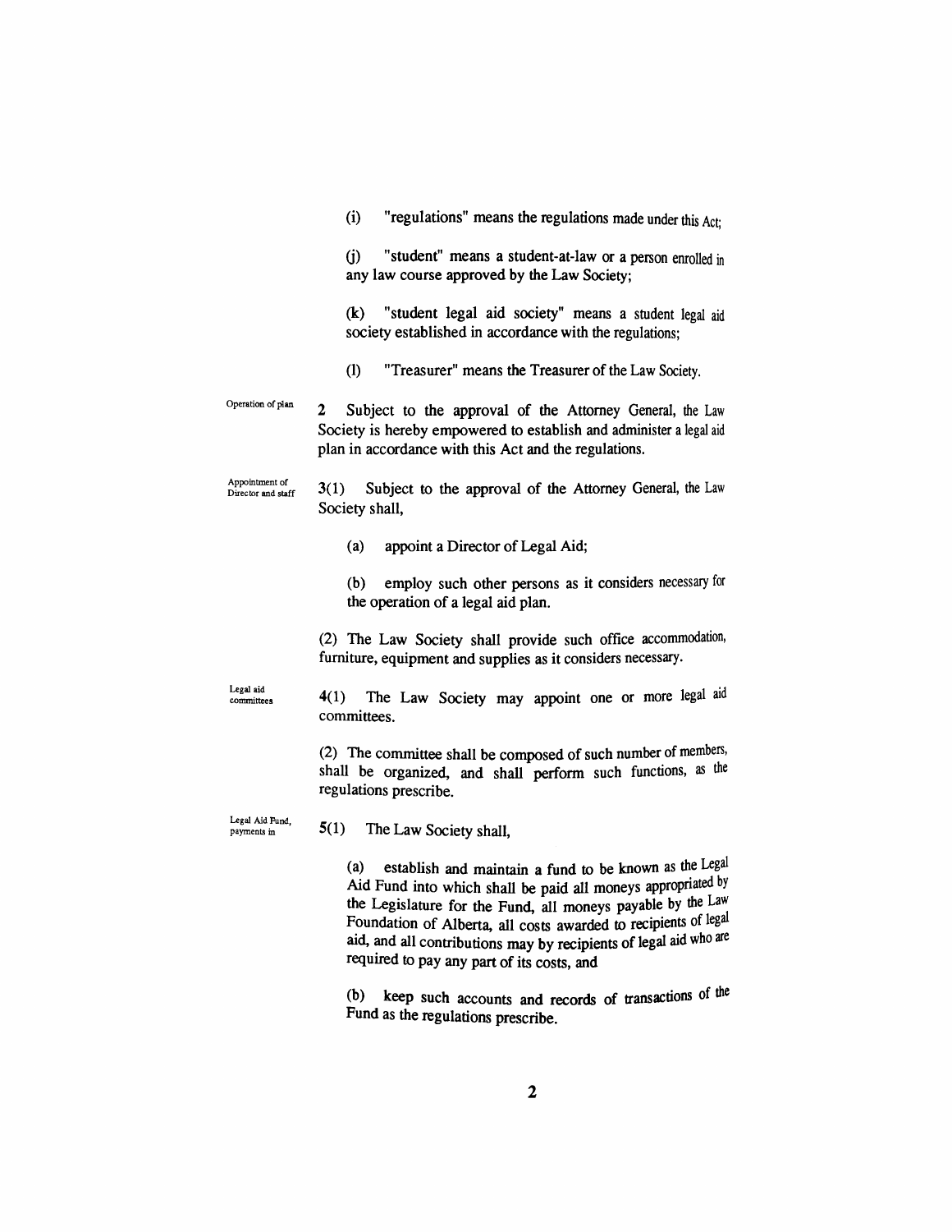(i) "regulations" means the regulations made under this Act;

(j) "student" means a student-at-law or a person enrolled in any law course approved by the Law Society;

(k) "student legal aid society" means a student legal aid society established in accordance with the regulations;

(l) "Treasurer" means the Treasurer of the Law Society.

Operation of plan

**2** Subject to the approval of the Attorney General, the Law Society is hereby empowered to establish and administer a legal aid plan in accordance with this Act and the regulations.

Appointment of Director and staff

**3(1)** Subject to the approval of the Attorney General, the Law Society shall,

(a) appoint a Director of Legal Aid;

(b) employ such other persons as it considers necessary for the operation of a legal aid plan.

(2) The Law Society shall provide such office accommodation, furniture, equipment and supplies as it considers necessary.

Legal aid committees

**4(1)** The Law Society may appoint one or more legal aid committees.

(2) The committee shall be composed of such number of members, shall be organized, and shall perform such functions, as the regulations prescribe.

Legal Aid Fund, payments in

**5(1)** The Law Society shall,

(a) establish and maintain a fund to be known as the Legal Aid Fund into which shall be paid all moneys appropriated by the Legislature for the Fund, all moneys payable by the Law Foundation of Alberta, all costs awarded to recipients of legal aid, and all contributions may by recipients of legal aid who are required to pay any part of its costs, and

(b) keep such accounts and records of transactions of the Fund as the regulations prescribe.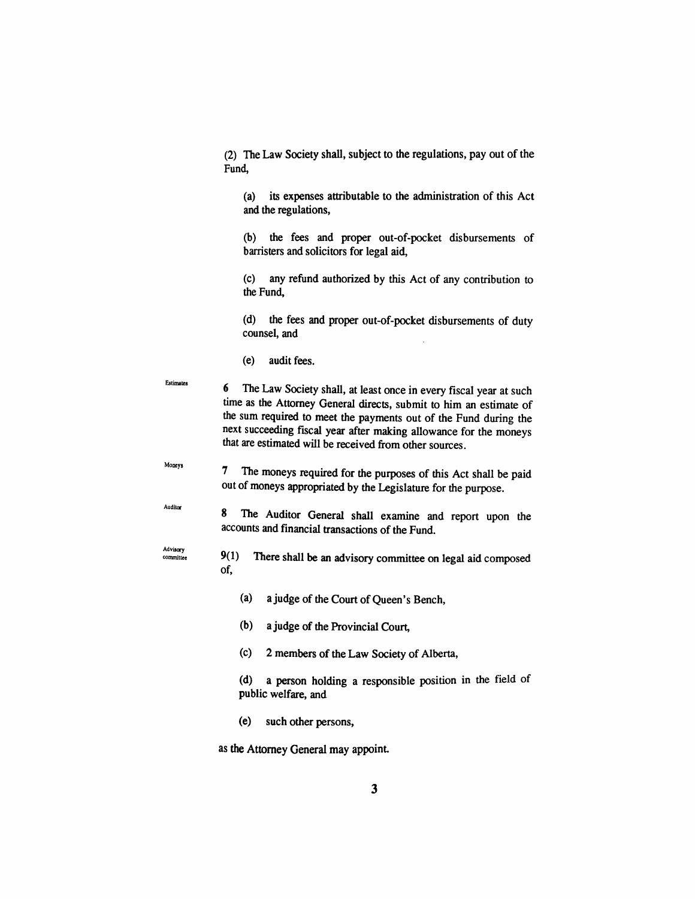(2) The Law Society shall, subject to the regulations, pay out of the Fund,

(a) its expenses attributable to the administration of this Act and the regulations,

(b) the fees and proper out-of-pocket disbursements of barristers and solicitors for legal aid,

(c) any refund authorized by this Act of any contribution to the Fund,

(d) the fees and proper out-of-pocket disbursements of duty counsel, and

(e) audit fees.

Estimates

**6** The Law Society shall, at least once in every fiscal year at such time as the Attorney General directs, submit to him an estimate of the sum required to meet the payments out of the Fund during the next succeeding fiscal year after making allowance for the moneys that are estimated will be received from other sources.

Moneys

**7** The moneys required for the purposes of this Act shall be paid out of moneys appropriated by the Legislature for the purpose.

Auditor

**8** The Auditor General shall examine and report upon the accounts and financial transactions of the Fund.

Advisory committee

**9(1)** There shall be an advisory committee on legal aid composed of,

(a) a judge of the Court of Queen's Bench,

(b) a judge of the Provincial Court,

(c) 2 members of the Law Society of Alberta,

(d) a person holding a responsible position in the field of public welfare, and

(e) such other persons,

as the Attorney General may appoint.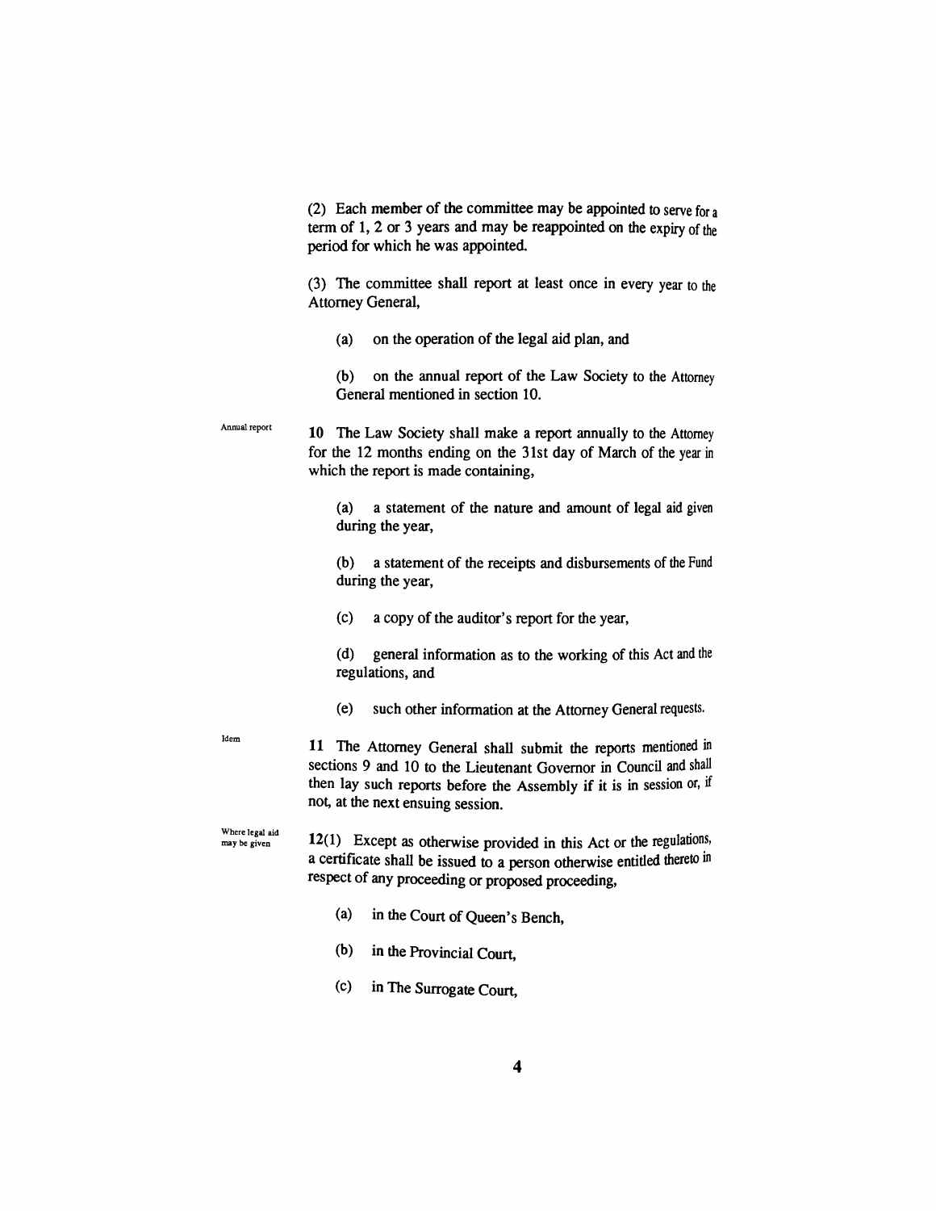(2) Each member of the committee may be appointed to serve for a term of 1, 2 or 3 years and may be reappointed on the expiry of the period for which he was appointed.

(3) The committee shall report at least once in every year to the Attorney General,

(a) on the operation of the legal aid plan, and

(b) on the annual report of the Law Society to the Attorney General mentioned in section 10.

Annual report

**10** The Law Society shall make a report annually to the Attorney for the 12 months ending on the 31st day of March of the year in which the report is made containing,

(a) a statement of the nature and amount of legal aid given during the year,

(b) a statement of the receipts and disbursements of the Fund during the year,

(c) a copy of the auditor's report for the year,

(d) general information as to the working of this Act and the regulations, and

(e) such other information at the Attorney General requests.

Idem

**11** The Attorney General shall submit the reports mentioned in sections 9 and 10 to the Lieutenant Governor in Council and shall then lay such reports before the Assembly if it is in session or, if not, at the next ensuing session.

Where legal aid may be given

**12**(1) Except as otherwise provided in this Act or the regulations, a certificate shall be issued to a person otherwise entitled thereto in respect of any proceeding or proposed proceeding,

(a) in the Court of Queen's Bench,

(b) in the Provincial Court,

(c) in The Surrogate Court,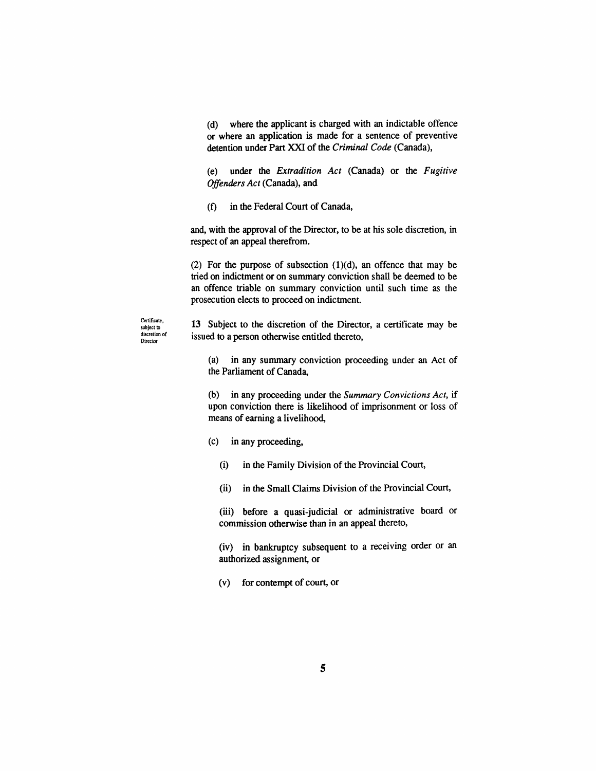(d) where the applicant is charged with an indictable offence or where an application is made for a sentence of preventive detention under Part XXI of the *Criminal Code* (Canada),

(e) under the *Extradition Act* (Canada) or the *Fugitive Offenders Act* (Canada), and

(f) in the Federal Court of Canada,

and, with the approval of the Director, to be at his sole discretion, in respect of an appeal therefrom.

(2) For the purpose of subsection (1)(d), an offence that may be tried on indictment or on summary conviction shall be deemed to be an offence triable on summary conviction until such time as the prosecution elects to proceed on indictment.

Certificate, subject to discretion of Director

**13** Subject to the discretion of the Director, a certificate may be issued to a person otherwise entitled thereto,

(a) in any summary conviction proceeding under an Act of the Parliament of Canada,

(b) in any proceeding under the *Summary Convictions Act*, if upon conviction there is likelihood of imprisonment or loss of means of earning a livelihood,

(c) in any proceeding,

(i) in the Family Division of the Provincial Court,

(ii) in the Small Claims Division of the Provincial Court,

(iii) before a quasi-judicial or administrative board or commission otherwise than in an appeal thereto,

(iv) in bankruptcy subsequent to a receiving order or an authorized assignment, or

(v) for contempt of court, or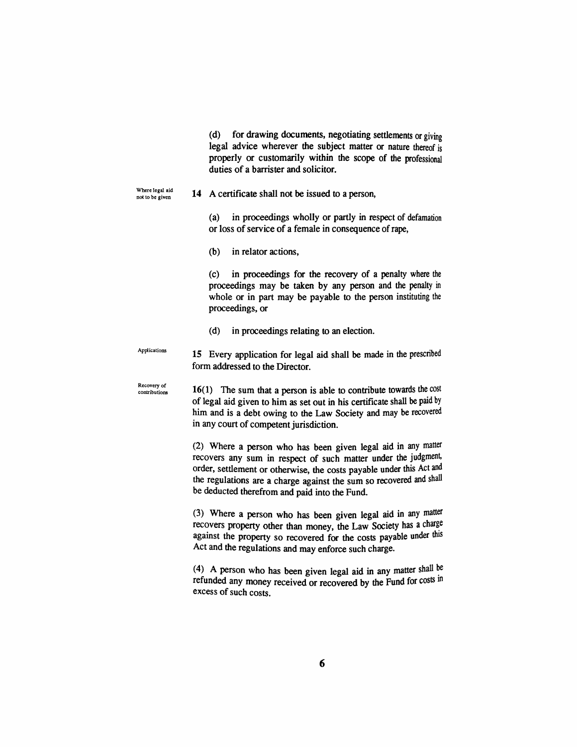(d) for drawing documents, negotiating settlements or giving legal advice wherever the subject matter or nature thereof is properly or customarily within the scope of the professional duties of a barrister and solicitor.

Where legal aid not to be given

**14** A certificate shall not be issued to a person,

(a) in proceedings wholly or partly in respect of defamation or loss of service of a female in consequence of rape,

(b) in relator actions,

(c) in proceedings for the recovery of a penalty where the proceedings may be taken by any person and the penalty in whole or in part may be payable to the person instituting the proceedings, or

(d) in proceedings relating to an election.

Applications

**15** Every application for legal aid shall be made in the prescribed form addressed to the Director.

Recovery of contributions

**16**(1) The sum that a person is able to contribute towards the cost of legal aid given to him as set out in his certificate shall be paid by him and is a debt owing to the Law Society and may be recovered in any court of competent jurisdiction.

(2) Where a person who has been given legal aid in any matter recovers any sum in respect of such matter under the judgment, order, settlement or otherwise, the costs payable under this Act and the regulations are a charge against the sum so recovered and shall be deducted therefrom and paid into the Fund.

(3) Where a person who has been given legal aid in any matter recovers property other than money, the Law Society has a charge against the property so recovered for the costs payable under this Act and the regulations and may enforce such charge.

(4) A person who has been given legal aid in any matter shall be refunded any money received or recovered by the Fund for costs in excess of such costs.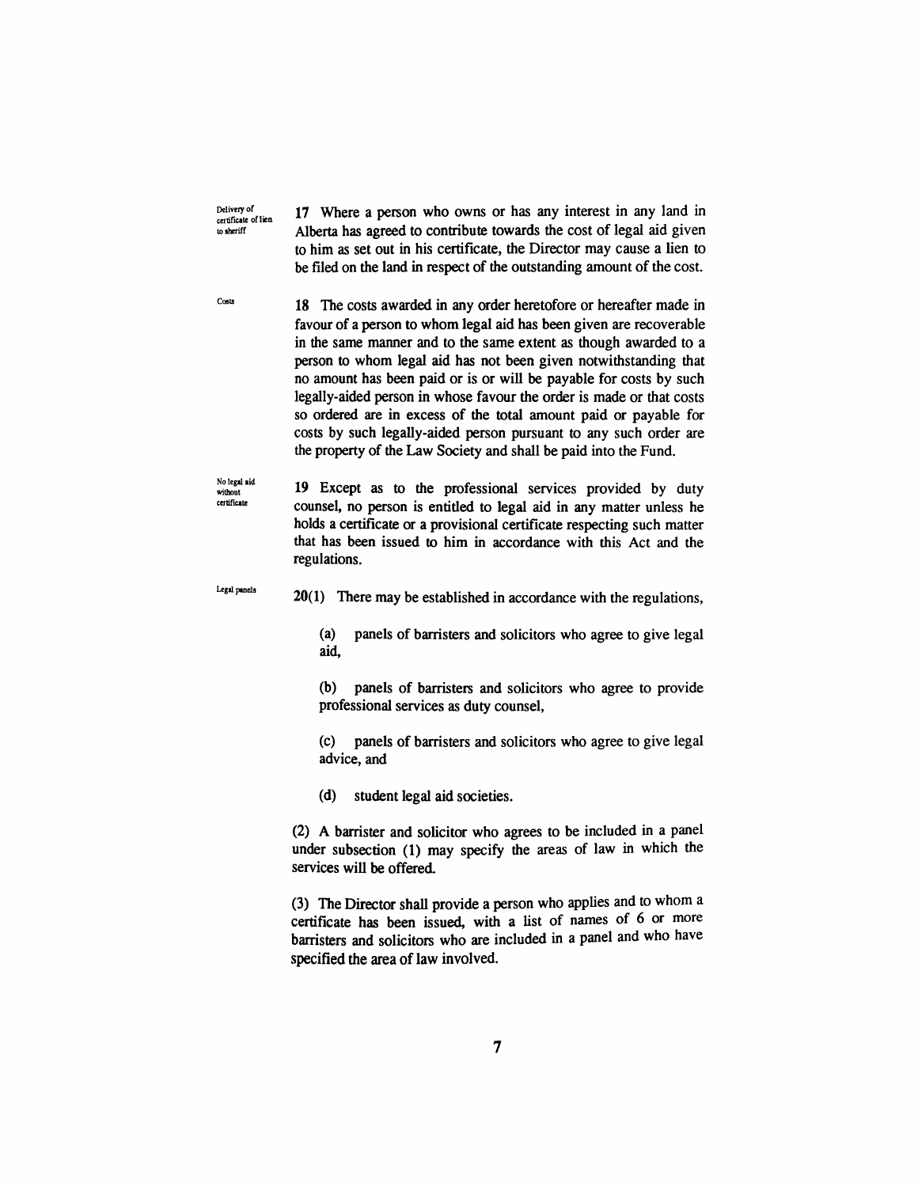Delivery of certificate of lien to sheriff

**17** Where a person who owns or has any interest in any land in Alberta has agreed to contribute towards the cost of legal aid given to him as set out in his certificate, the Director may cause a lien to be filed on the land in respect of the outstanding amount of the cost.

Costs

**18** The costs awarded in any order heretofore or hereafter made in favour of a person to whom legal aid has been given are recoverable in the same manner and to the same extent as though awarded to a person to whom legal aid has not been given notwithstanding that no amount has been paid or is or will be payable for costs by such legally-aided person in whose favour the order is made or that costs so ordered are in excess of the total amount paid or payable for costs by such legally-aided person pursuant to any such order are the property of the Law Society and shall be paid into the Fund.

No legal aid without certificate

**19** Except as to the professional services provided by duty counsel, no person is entitled to legal aid in any matter unless he holds a certificate or a provisional certificate respecting such matter that has been issued to him in accordance with this Act and the regulations.

Legal panels

**20(1)** There may be established in accordance with the regulations,

(a) panels of barristers and solicitors who agree to give legal aid,

(b) panels of barristers and solicitors who agree to provide professional services as duty counsel,

(c) panels of barristers and solicitors who agree to give legal advice, and

(d) student legal aid societies.

(2) A barrister and solicitor who agrees to be included in a panel under subsection (1) may specify the areas of law in which the services will be offered.

(3) The Director shall provide a person who applies and to whom a certificate has been issued, with a list of names of 6 or more barristers and solicitors who are included in a panel and who have specified the area of law involved.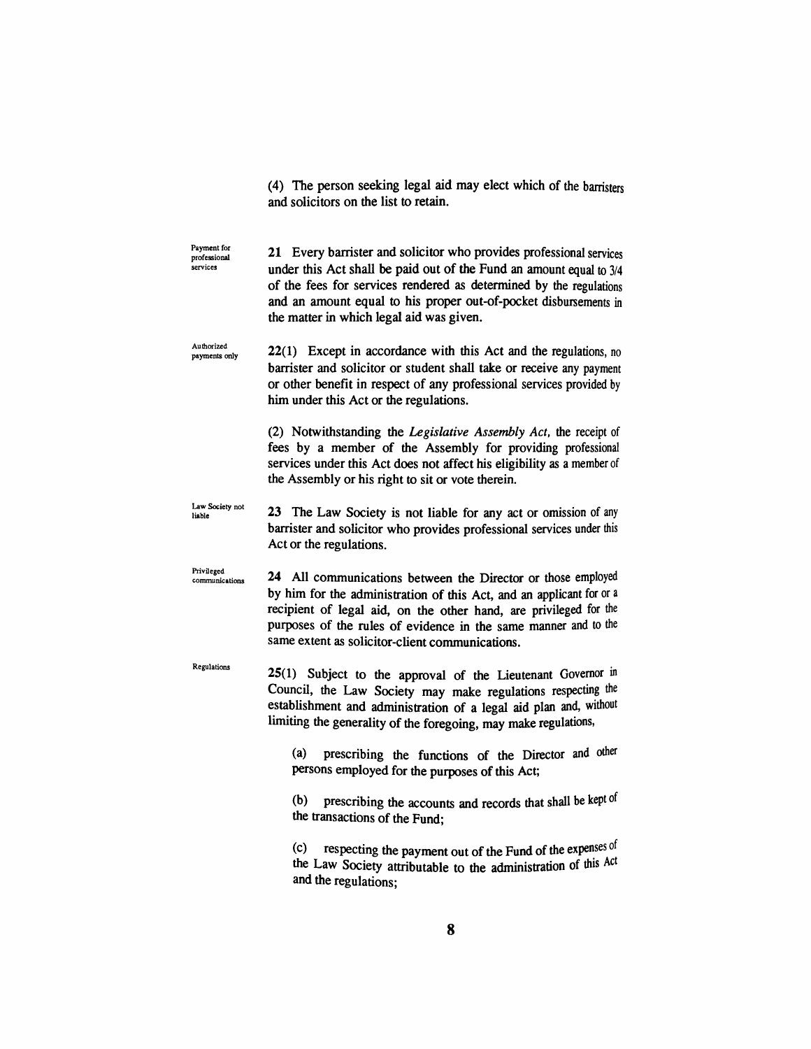(4) The person seeking legal aid may elect which of the barristers and solicitors on the list to retain.

Payment for professional services

**21** Every barrister and solicitor who provides professional services under this Act shall be paid out of the Fund an amount equal to 3/4 of the fees for services rendered as determined by the regulations and an amount equal to his proper out-of-pocket disbursements in the matter in which legal aid was given.

Authorized payments only

**22**(1) Except in accordance with this Act and the regulations, no barrister and solicitor or student shall take or receive any payment or other benefit in respect of any professional services provided by him under this Act or the regulations.

(2) Notwithstanding the *Legislative Assembly Act,* the receipt of fees by a member of the Assembly for providing professional services under this Act does not affect his eligibility as a member of the Assembly or his right to sit or vote therein.

Law Society not liable

**23** The Law Society is not liable for any act or omission of any barrister and solicitor who provides professional services under this Act or the regulations.

Privileged communications

**24** All communications between the Director or those employed by him for the administration of this Act, and an applicant for or a recipient of legal aid, on the other hand, are privileged for the purposes of the rules of evidence in the same manner and to the same extent as solicitor-client communications.

Regulations

**25**(1) Subject to the approval of the Lieutenant Governor in Council, the Law Society may make regulations respecting the establishment and administration of a legal aid plan and, without limiting the generality of the foregoing, may make regulations,

(a) prescribing the functions of the Director and other persons employed for the purposes of this Act;

(b) prescribing the accounts and records that shall be kept of the transactions of the Fund;

(c) respecting the payment out of the Fund of the expenses of the Law Society attributable to the administration of this Act and the regulations;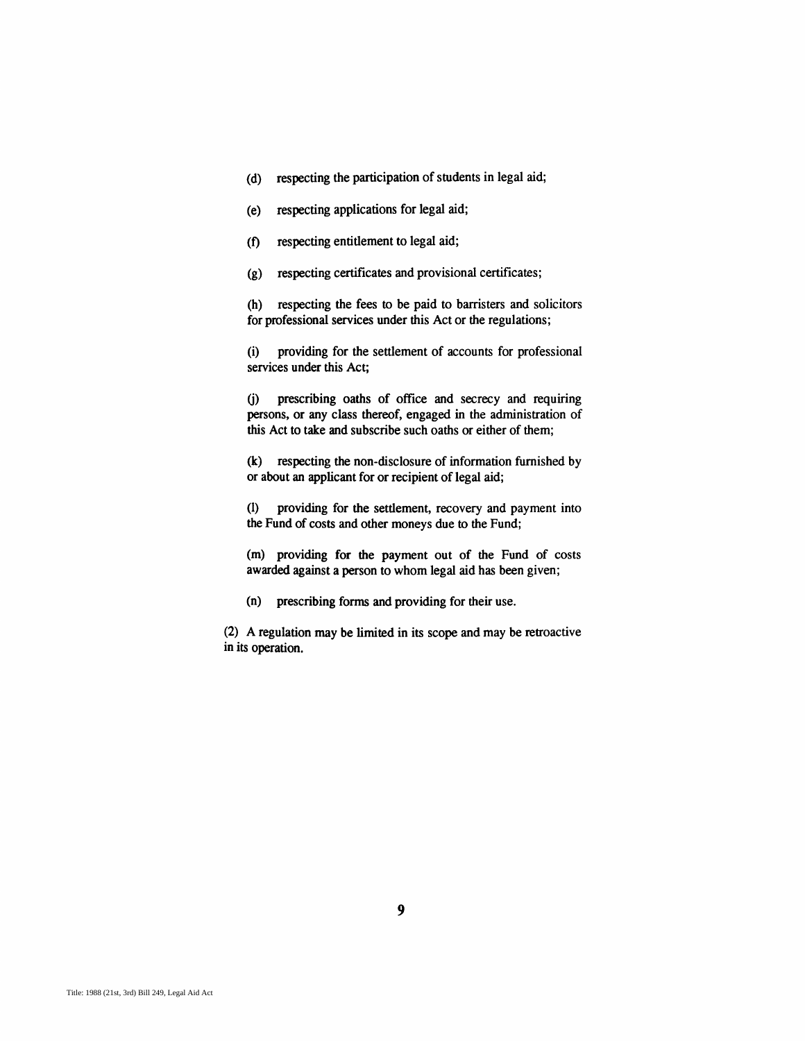(d) respecting the participation of students in legal aid;

(e) respecting applications for legal aid;

(f) respecting entitlement to legal aid;

(g) respecting certificates and provisional certificates;

(h) respecting the fees to be paid to barristers and solicitors for professional services under this Act or the regulations;

(i) providing for the settlement of accounts for professional services under this Act;

(j) prescribing oaths of office and secrecy and requiring persons, or any class thereof, engaged in the administration of this Act to take and subscribe such oaths or either of them;

(k) respecting the non-disclosure of information furnished by or about an applicant for or recipient of legal aid;

(l) providing for the settlement, recovery and payment into the Fund of costs and other moneys due to the Fund;

(m) providing for the payment out of the Fund of costs awarded against a person to whom legal aid has been given;

(n) prescribing forms and providing for their use.

(2) A regulation may be limited in its scope and may be retroactive in its operation.